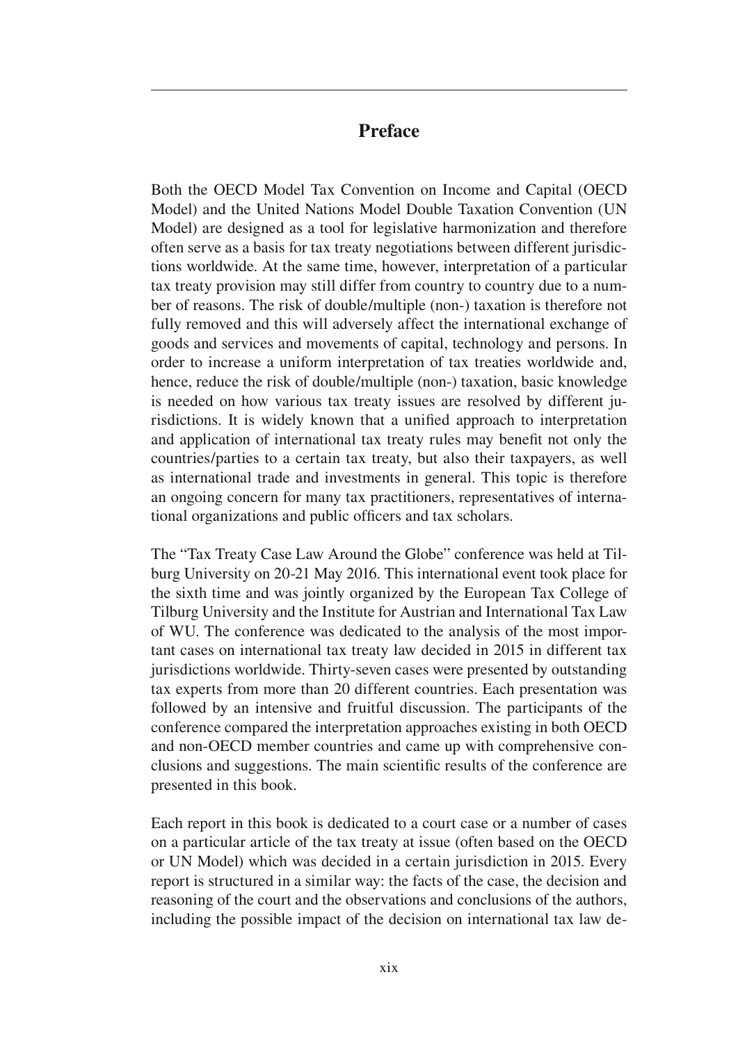# Preface

Both the OECD Model Tax Convention on Income and Capital (OECD Model) and the United Nations Model Double Taxation Convention (UN Model) are designed as a tool for legislative harmonization and therefore often serve as a basis for tax treaty negotiations between different jurisdictions worldwide. At the same time, however, interpretation of a particular tax treaty provision may still differ from country to country due to a number of reasons. The risk of double/multiple (non-) taxation is therefore not fully removed and this will adversely affect the international exchange of goods and services and movements of capital, technology and persons. In order to increase a uniform interpretation of tax treaties worldwide and, hence, reduce the risk of double/multiple (non-) taxation, basic knowledge is needed on how various tax treaty issues are resolved by different jurisdictions. It is widely known that a unified approach to interpretation and application of international tax treaty rules may benefit not only the countries/parties to a certain tax treaty, but also their taxpayers, as well as international trade and investments in general. This topic is therefore an ongoing concern for many tax practitioners, representatives of international organizations and public officers and tax scholars.

The "Tax Treaty Case Law Around the Globe" conference was held at Tilburg University on 20-21 May 2016. This international event took place for the sixth time and was jointly organized by the European Tax College of Tilburg University and the Institute for Austrian and International Tax Law of WU. The conference was dedicated to the analysis of the most important cases on international tax treaty law decided in 2015 in different tax jurisdictions worldwide. Thirty-seven cases were presented by outstanding tax experts from more than 20 different countries. Each presentation was followed by an intensive and fruitful discussion. The participants of the conference compared the interpretation approaches existing in both OECD and non-OECD member countries and came up with comprehensive conclusions and suggestions. The main scientific results of the conference are presented in this book.

Each report in this book is dedicated to a court case or a number of cases on a particular article of the tax treaty at issue (often based on the OECD or UN Model) which was decided in a certain jurisdiction in 2015. Every report is structured in a similar way: the facts of the case, the decision and reasoning of the court and the observations and conclusions of the authors, including the possible impact of the decision on international tax law de-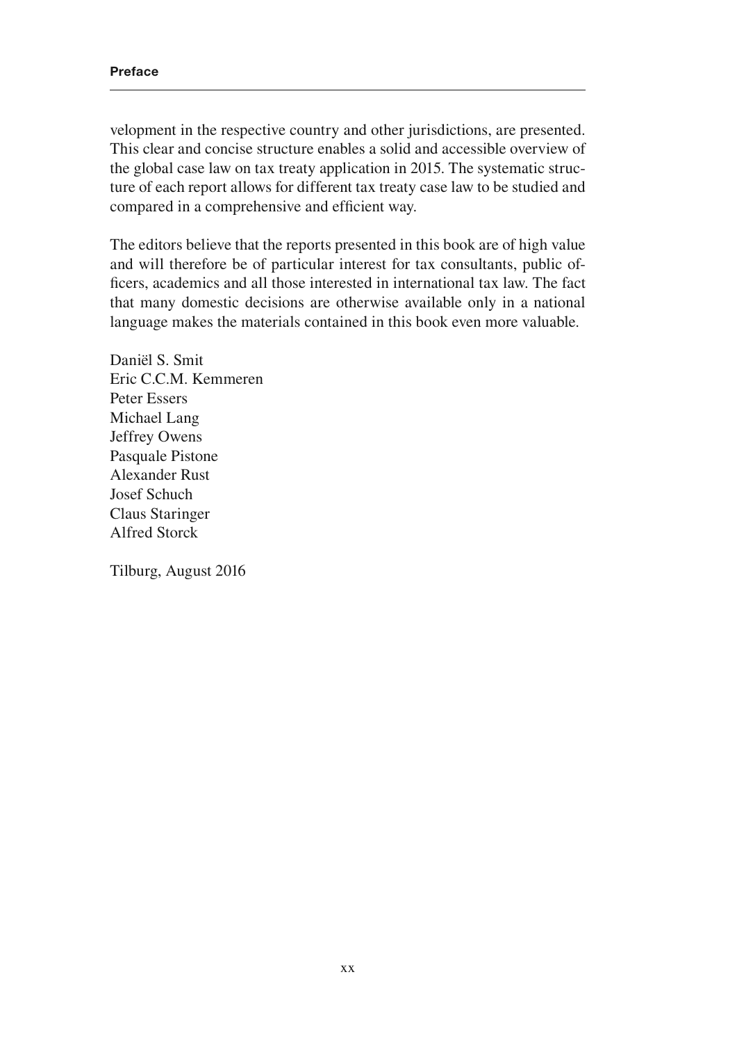velopment in the respective country and other jurisdictions, are presented. This clear and concise structure enables a solid and accessible overview of the global case law on tax treaty application in 2015. The systematic structure of each report allows for different tax treaty case law to be studied and compared in a comprehensive and efficient way.

The editors believe that the reports presented in this book are of high value and will therefore be of particular interest for tax consultants, public officers, academics and all those interested in international tax law. The fact that many domestic decisions are otherwise available only in a national language makes the materials contained in this book even more valuable.

Daniël S. Smit
Eric C.C.M. Kemmeren
Peter Essers
Michael Lang
Jeffrey Owens
Pasquale Pistone
Alexander Rust
Josef Schuch
Claus Staringer
Alfred Storck

Tilburg, August 2016